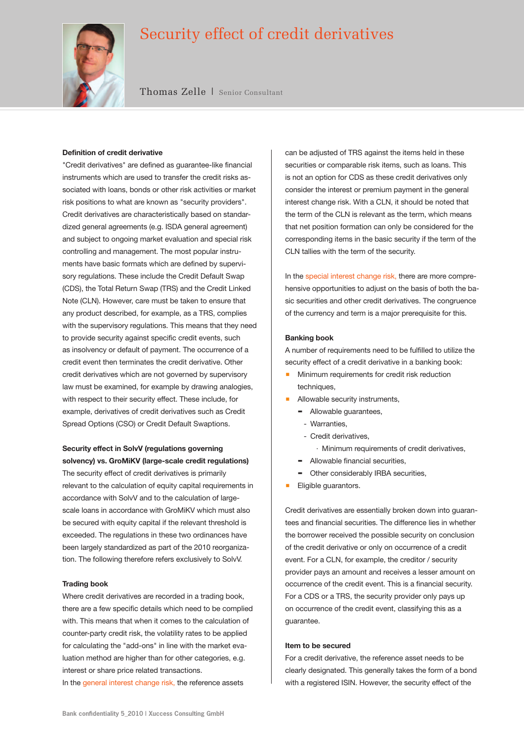# Security effect of credit derivatives

Thomas Zelle | Senior Consultant

### Definition of credit derivative

"Credit derivatives" are defined as guarantee-like financial instruments which are used to transfer the credit risks associated with loans, bonds or other risk activities or market risk positions to what are known as "security providers". Credit derivatives are characteristically based on standardized general agreements (e.g. ISDA general agreement) and subject to ongoing market evaluation and special risk controlling and management. The most popular instruments have basic formats which are defined by supervisory regulations. These include the Credit Default Swap (CDS), the Total Return Swap (TRS) and the Credit Linked Note (CLN). However, care must be taken to ensure that any product described, for example, as a TRS, complies with the supervisory regulations. This means that they need to provide security against specific credit events, such as insolvency or default of payment. The occurrence of a credit event then terminates the credit derivative. Other credit derivatives which are not governed by supervisory law must be examined, for example by drawing analogies, with respect to their security effect. These include, for example, derivatives of credit derivatives such as Credit Spread Options (CSO) or Credit Default Swaptions.

### Security effect in SolvV (regulations governing solvency) vs. GroMiKV (large-scale credit regulations)

The security effect of credit derivatives is primarily relevant to the calculation of equity capital requirements in accordance with SolvV and to the calculation of large-scale loans in accordance with GroMiKV which must also be secured with equity capital if the relevant threshold is exceeded. The regulations in these two ordinances have been largely standardized as part of the 2010 reorganization. The following therefore refers exclusively to SolvV.

### Trading book

Where credit derivatives are recorded in a trading book, there are a few specific details which need to be complied with. This means that when it comes to the calculation of counter-party credit risk, the volatility rates to be applied for calculating the "add-ons" in line with the market evaluation method are higher than for other categories, e.g. interest or share price related transactions.

In the general interest change risk, the reference assets can be adjusted of TRS against the items held in these securities or comparable risk items, such as loans. This is not an option for CDS as these credit derivatives only consider the interest or premium payment in the general interest change risk. With a CLN, it should be noted that the term of the CLN is relevant as the term, which means that net position formation can only be considered for the corresponding items in the basic security if the term of the CLN tallies with the term of the security.

In the special interest change risk, there are more comprehensive opportunities to adjust on the basis of both the basic securities and other credit derivatives. The congruence of the currency and term is a major prerequisite for this.

### Banking book

A number of requirements need to be fulfilled to utilize the security effect of a credit derivative in a banking book:

- Minimum requirements for credit risk reduction techniques,
- Allowable security instruments,
  - Allowable guarantees,
    - Warranties,
    - Credit derivatives,
      - Minimum requirements of credit derivatives,
  - Allowable financial securities,
  - Other considerably IRBA securities,
- Eligible guarantors.

Credit derivatives are essentially broken down into guarantees and financial securities. The difference lies in whether the borrower received the possible security on conclusion of the credit derivative or only on occurrence of a credit event. For a CLN, for example, the creditor / security provider pays an amount and receives a lesser amount on occurrence of the credit event. This is a financial security. For a CDS or a TRS, the security provider only pays up on occurrence of the credit event, classifying this as a guarantee.

### Item to be secured

For a credit derivative, the reference asset needs to be clearly designated. This generally takes the form of a bond with a registered ISIN. However, the security effect of the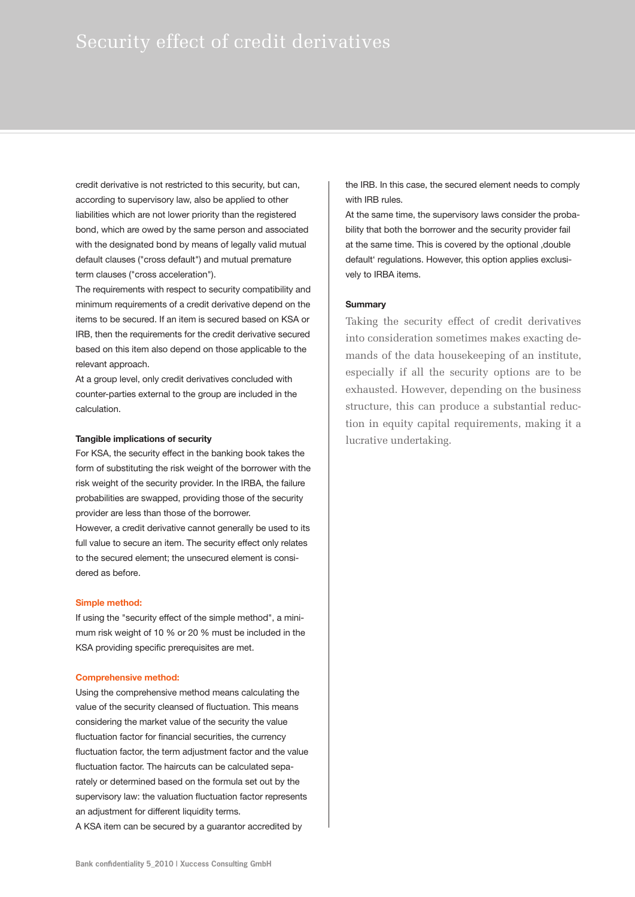# Security effect of credit derivatives

credit derivative is not restricted to this security, but can, according to supervisory law, also be applied to other liabilities which are not lower priority than the registered bond, which are owed by the same person and associated with the designated bond by means of legally valid mutual default clauses ("cross default") and mutual premature term clauses ("cross acceleration").

The requirements with respect to security compatibility and minimum requirements of a credit derivative depend on the items to be secured. If an item is secured based on KSA or IRB, then the requirements for the credit derivative secured based on this item also depend on those applicable to the relevant approach.

At a group level, only credit derivatives concluded with counter-parties external to the group are included in the calculation.

**Tangible implications of security**

For KSA, the security effect in the banking book takes the form of substituting the risk weight of the borrower with the risk weight of the security provider. In the IRBA, the failure probabilities are swapped, providing those of the security provider are less than those of the borrower.

However, a credit derivative cannot generally be used to its full value to secure an item. The security effect only relates to the secured element; the unsecured element is considered as before.

**Simple method:**

If using the "security effect of the simple method", a minimum risk weight of 10 % or 20 % must be included in the KSA providing specific prerequisites are met.

**Comprehensive method:**

Using the comprehensive method means calculating the value of the security cleansed of fluctuation. This means considering the market value of the security the value fluctuation factor for financial securities, the currency fluctuation factor, the term adjustment factor and the value fluctuation factor. The haircuts can be calculated separately or determined based on the formula set out by the supervisory law: the valuation fluctuation factor represents an adjustment for different liquidity terms.

A KSA item can be secured by a guarantor accredited by the IRB. In this case, the secured element needs to comply with IRB rules.

At the same time, the supervisory laws consider the probability that both the borrower and the security provider fail at the same time. This is covered by the optional ‚double default' regulations. However, this option applies exclusively to IRBA items.

**Summary**

Taking the security effect of credit derivatives into consideration sometimes makes exacting demands of the data housekeeping of an institute, especially if all the security options are to be exhausted. However, depending on the business structure, this can produce a substantial reduction in equity capital requirements, making it a lucrative undertaking.